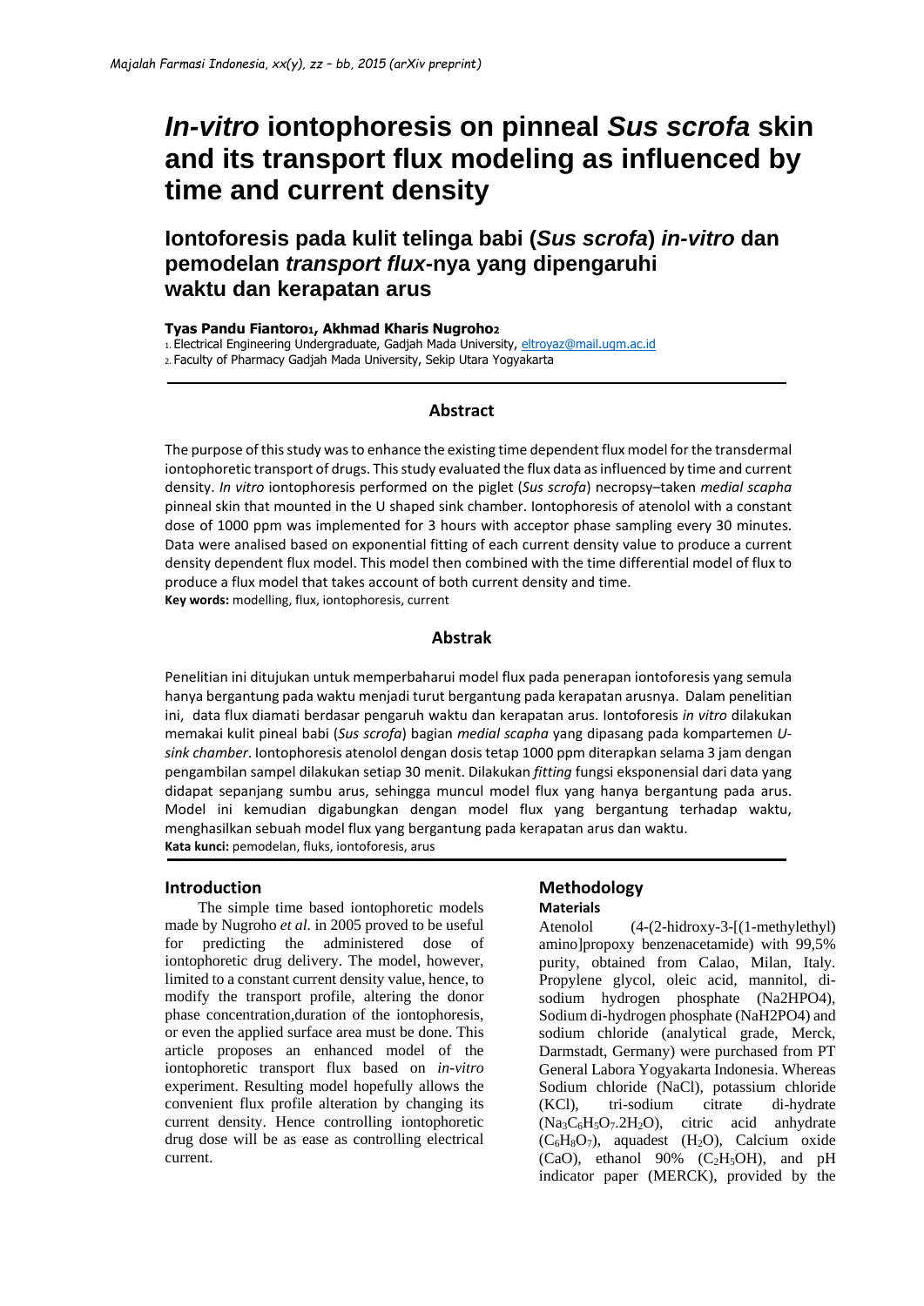# *In-vitro* iontophoresis on pinneal *Sus scrofa* skin and its transport flux modeling as influenced by time and current density

## Iontoforesis pada kulit telinga babi (*Sus scrofa*) *in-vitro* dan pemodelan *transport flux*-nya yang dipengaruhi waktu dan kerapatan arus

**Tyas Pandu Fiantoro[1], Akhmad Kharis Nugroho[2]**

[1] Electrical Engineering Undergraduate, Gadjah Mada University, eltroyaz@mail.ugm.ac.id
[2] Faculty of Pharmacy Gadjah Mada University, Sekip Utara Yogyakarta

### Abstract

The purpose of this study was to enhance the existing time dependent flux model for the transdermal iontophoretic transport of drugs. This study evaluated the flux data as influenced by time and current density. *In vitro* iontophoresis performed on the piglet (*Sus scrofa*) necropsy–taken *medial scapha* pinneal skin that mounted in the U shaped sink chamber. Iontophoresis of atenolol with a constant dose of 1000 ppm was implemented for 3 hours with acceptor phase sampling every 30 minutes. Data were analised based on exponential fitting of each current density value to produce a current density dependent flux model. This model then combined with the time differential model of flux to produce a flux model that takes account of both current density and time.

**Key words:** modelling, flux, iontophoresis, current

### Abstrak

Penelitian ini ditujukan untuk memperbaharui model flux pada penerapan iontoforesis yang semula hanya bergantung pada waktu menjadi turut bergantung pada kerapatan arusnya. Dalam penelitian ini, data flux diamati berdasar pengaruh waktu dan kerapatan arus. Iontoforesis *in vitro* dilakukan memakai kulit pineal babi (*Sus scrofa*) bagian *medial scapha* yang dipasang pada kompartemen *U-sink chamber*. Iontophoresis atenolol dengan dosis tetap 1000 ppm diterapkan selama 3 jam dengan pengambilan sampel dilakukan setiap 30 menit. Dilakukan *fitting* fungsi eksponensial dari data yang didapat sepanjang sumbu arus, sehingga muncul model flux yang hanya bergantung pada arus. Model ini kemudian digabungkan dengan model flux yang bergantung terhadap waktu, menghasilkan sebuah model flux yang bergantung pada kerapatan arus dan waktu.

**Kata kunci:** pemodelan, fluks, iontoforesis, arus

## Introduction

The simple time based iontophoretic models made by Nugroho *et al.* in 2005 proved to be useful for predicting the administered dose of iontophoretic drug delivery. The model, however, limited to a constant current density value, hence, to modify the transport profile, altering the donor phase concentration,duration of the iontophoresis, or even the applied surface area must be done. This article proposes an enhanced model of the iontophoretic transport flux based on *in-vitro* experiment. Resulting model hopefully allows the convenient flux profile alteration by changing its current density. Hence controlling iontophoretic drug dose will be as ease as controlling electrical current.

## Methodology

### Materials

Atenolol (4-(2-hidroxy-3-[(1-methylethyl) amino]propoxy benzenacetamide) with 99,5% purity, obtained from Calao, Milan, Italy. Propylene glycol, oleic acid, mannitol, di-sodium hydrogen phosphate (Na2HPO4), Sodium di-hydrogen phosphate (NaH2PO4) and sodium chloride (analytical grade, Merck, Darmstadt, Germany) were purchased from PT General Labora Yogyakarta Indonesia. Whereas Sodium chloride (NaCl), potassium chloride (KCl), tri-sodium citrate di-hydrate ($Na_3C_6H_5O_7.2H_2O$), citric acid anhydrate ($C_6H_8O_7$), aquadest ($H_2O$), Calcium oxide ($CaO$), ethanol 90% ($C_2H_5OH$), and pH indicator paper (MERCK), provided by the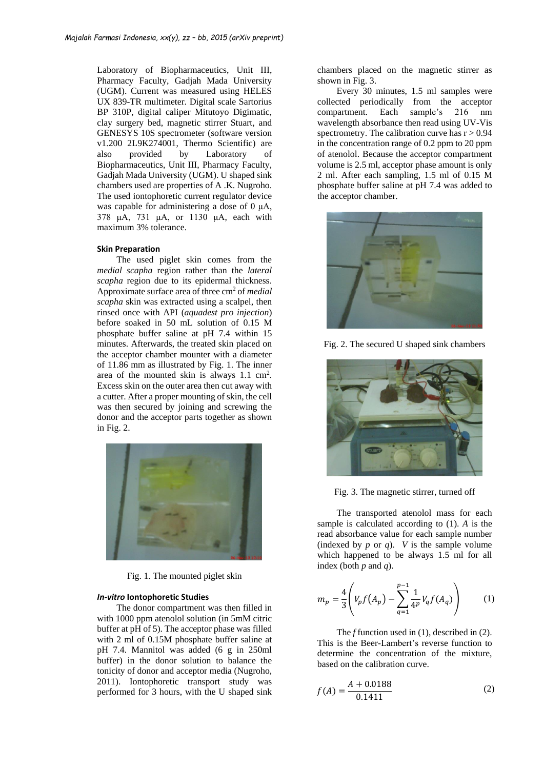Laboratory of Biopharmaceutics, Unit III, Pharmacy Faculty, Gadjah Mada University (UGM). Current was measured using HELES UX 839-TR multimeter. Digital scale Sartorius BP 310P, digital caliper Mitutoyo Digimatic, clay surgery bed, magnetic stirrer Stuart, and GENESYS 10S spectrometer (software version v1.200 2L9K274001, Thermo Scientific) are also provided by Laboratory of Biopharmaceutics, Unit III, Pharmacy Faculty, Gadjah Mada University (UGM). U shaped sink chambers used are properties of A .K. Nugroho. The used iontophoretic current regulator device was capable for administering a dose of 0 μA, 378 μA, 731 μA, or 1130 μA, each with maximum 3% tolerance.

#### Skin Preparation

The used piglet skin comes from the *medial scapha* region rather than the *lateral scapha* region due to its epidermal thickness. Approximate surface area of three $cm^2$ of *medial scapha* skin was extracted using a scalpel, then rinsed once with API (*aquadest pro injection*) before soaked in 50 mL solution of 0.15 M phosphate buffer saline at pH 7.4 within 15 minutes. Afterwards, the treated skin placed on the acceptor chamber mounter with a diameter of 11.86 mm as illustrated by Fig. 1. The inner area of the mounted skin is always 1.1 $cm^2$. Excess skin on the outer area then cut away with a cutter. After a proper mounting of skin, the cell was then secured by joining and screwing the donor and the acceptor parts together as shown in Fig. 2.

Fig. 1. The mounted piglet skin

#### *In-vitro* Iontophoretic Studies

The donor compartment was then filled in with 1000 ppm atenolol solution (in 5mM citric buffer at pH of 5). The acceptor phase was filled with 2 ml of 0.15M phosphate buffer saline at pH 7.4. Mannitol was added (6 g in 250ml buffer) in the donor solution to balance the tonicity of donor and acceptor media (Nugroho, 2011). Iontophoretic transport study was performed for 3 hours, with the U shaped sink chambers placed on the magnetic stirrer as shown in Fig. 3.

Every 30 minutes, 1.5 ml samples were collected periodically from the acceptor compartment. Each sample's 216 nm wavelength absorbance then read using UV-Vis spectrometry. The calibration curve has $r > 0.94$ in the concentration range of 0.2 ppm to 20 ppm of atenolol. Because the acceptor compartment volume is 2.5 ml, acceptor phase amount is only 2 ml. After each sampling, 1.5 ml of 0.15 M phosphate buffer saline at pH 7.4 was added to the acceptor chamber.

Fig. 2. The secured U shaped sink chambers

Fig. 3. The magnetic stirrer, turned off

The transported atenolol mass for each sample is calculated according to (1). $A$ is the read absorbance value for each sample number (indexed by $p$ or $q$). $V$ is the sample volume which happened to be always 1.5 ml for all index (both $p$ and $q$).

$$m_p = \frac{4}{3}\left(V_p f(A_p) - \sum_{q=1}^{p-1} \frac{1}{4^p} V_q f(A_q)\right) \qquad (1)$$

The $f$ function used in (1), described in (2). This is the Beer-Lambert's reverse function to determine the concentration of the mixture, based on the calibration curve.

$$f(A) = \frac{A + 0.0188}{0.1411} \qquad (2)$$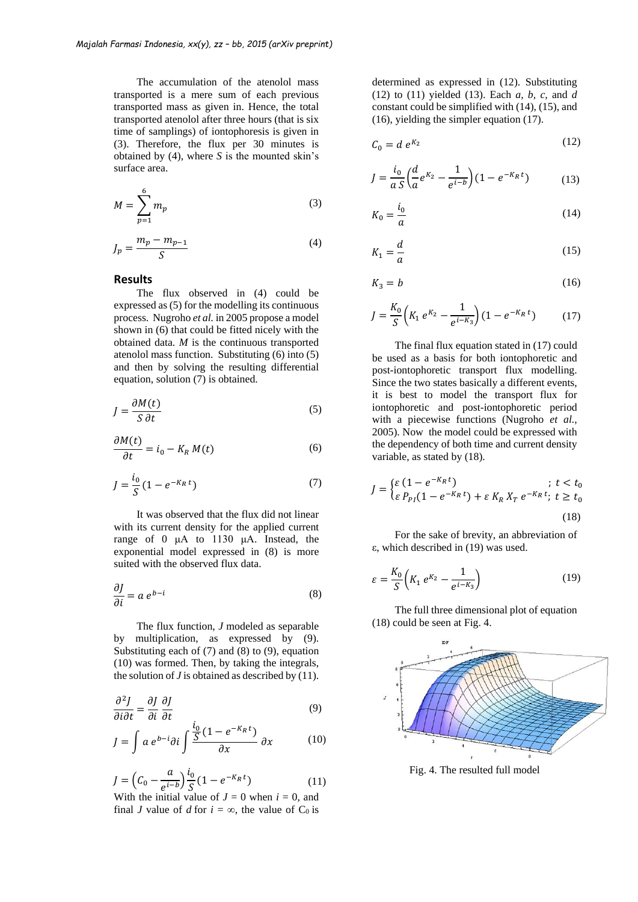The accumulation of the atenolol mass transported is a mere sum of each previous transported mass as given in. Hence, the total transported atenolol after three hours (that is six time of samplings) of iontophoresis is given in (3). Therefore, the flux per 30 minutes is obtained by (4), where $S$ is the mounted skin's surface area.

$$M = \sum_{p=1}^{6} m_p \tag{3}$$

$$J_p = \frac{m_p - m_{p-1}}{S} \tag{4}$$

## Results

The flux observed in (4) could be expressed as (5) for the modelling its continuous process. Nugroho *et al.* in 2005 propose a model shown in (6) that could be fitted nicely with the obtained data. $M$ is the continuous transported atenolol mass function. Substituting (6) into (5) and then by solving the resulting differential equation, solution (7) is obtained.

$$J = \frac{\partial M(t)}{S\,\partial t} \tag{5}$$

$$\frac{\partial M(t)}{\partial t} = i_0 - K_R\, M(t) \tag{6}$$

$$J = \frac{i_0}{S}(1 - e^{-K_R\, t}) \tag{7}$$

It was observed that the flux did not linear with its current density for the applied current range of 0 μA to 1130 μA. Instead, the exponential model expressed in (8) is more suited with the observed flux data.

$$\frac{\partial J}{\partial i} = a\, e^{b-i} \tag{8}$$

The flux function, $J$ modeled as separable by multiplication, as expressed by (9). Substituting each of (7) and (8) to (9), equation (10) was formed. Then, by taking the integrals, the solution of $J$ is obtained as described by (11).

$$\frac{\partial^2 J}{\partial i \partial t} = \frac{\partial J}{\partial i}\,\frac{\partial J}{\partial t} \tag{9}$$

$$J = \int a\, e^{b-i} \partial i \int \frac{\frac{i_0}{S}(1 - e^{-K_R\, t})}{\partial x}\, \partial x \tag{10}$$

$$J = \left(C_0 - \frac{a}{e^{i-b}}\right)\frac{i_0}{S}(1 - e^{-K_R\, t}) \tag{11}$$

With the initial value of $J = 0$ when $i = 0$, and final $J$ value of $d$ for $i = \infty$, the value of $C_0$ is determined as expressed in (12). Substituting (12) to (11) yielded (13). Each $a$, $b$, $c$, and $d$ constant could be simplified with (14), (15), and (16), yielding the simpler equation (17).

$$C_0 = d\, e^{K_2} \tag{12}$$

$$J = \frac{i_0}{a\,S}\left(\frac{d}{a}e^{K_2} - \frac{1}{e^{i-b}}\right)(1 - e^{-K_R\, t}) \tag{13}$$

$$K_0 = \frac{i_0}{a} \tag{14}$$

$$K_1 = \frac{d}{a} \tag{15}$$

$$K_3 = b \tag{16}$$

$$J = \frac{K_0}{S}\left(K_1\, e^{K_2} - \frac{1}{e^{i-K_3}}\right)(1 - e^{-K_R\, t}) \tag{17}$$

The final flux equation stated in (17) could be used as a basis for both iontophoretic and post-iontophoretic transport flux modelling. Since the two states basically a different events, it is best to model the transport flux for iontophoretic and post-iontophoretic period with a piecewise functions (Nugroho *et al.*, 2005). Now the model could be expressed with the dependency of both time and current density variable, as stated by (18).

$$J = \begin{cases} \varepsilon\,(1 - e^{-K_R\, t}) & ;\ t < t_0 \\ \varepsilon\, P_{PI}(1 - e^{-K_R\, t}) + \varepsilon\, K_R\, X_T\, e^{-K_R\, t}; & t \geq t_0 \end{cases} \tag{18}$$

For the sake of brevity, an abbreviation of ε, which described in (19) was used.

$$\varepsilon = \frac{K_0}{S}\left(K_1\, e^{K_2} - \frac{1}{e^{i-K_3}}\right) \tag{19}$$

The full three dimensional plot of equation (18) could be seen at Fig. 4.

Fig. 4. The resulted full model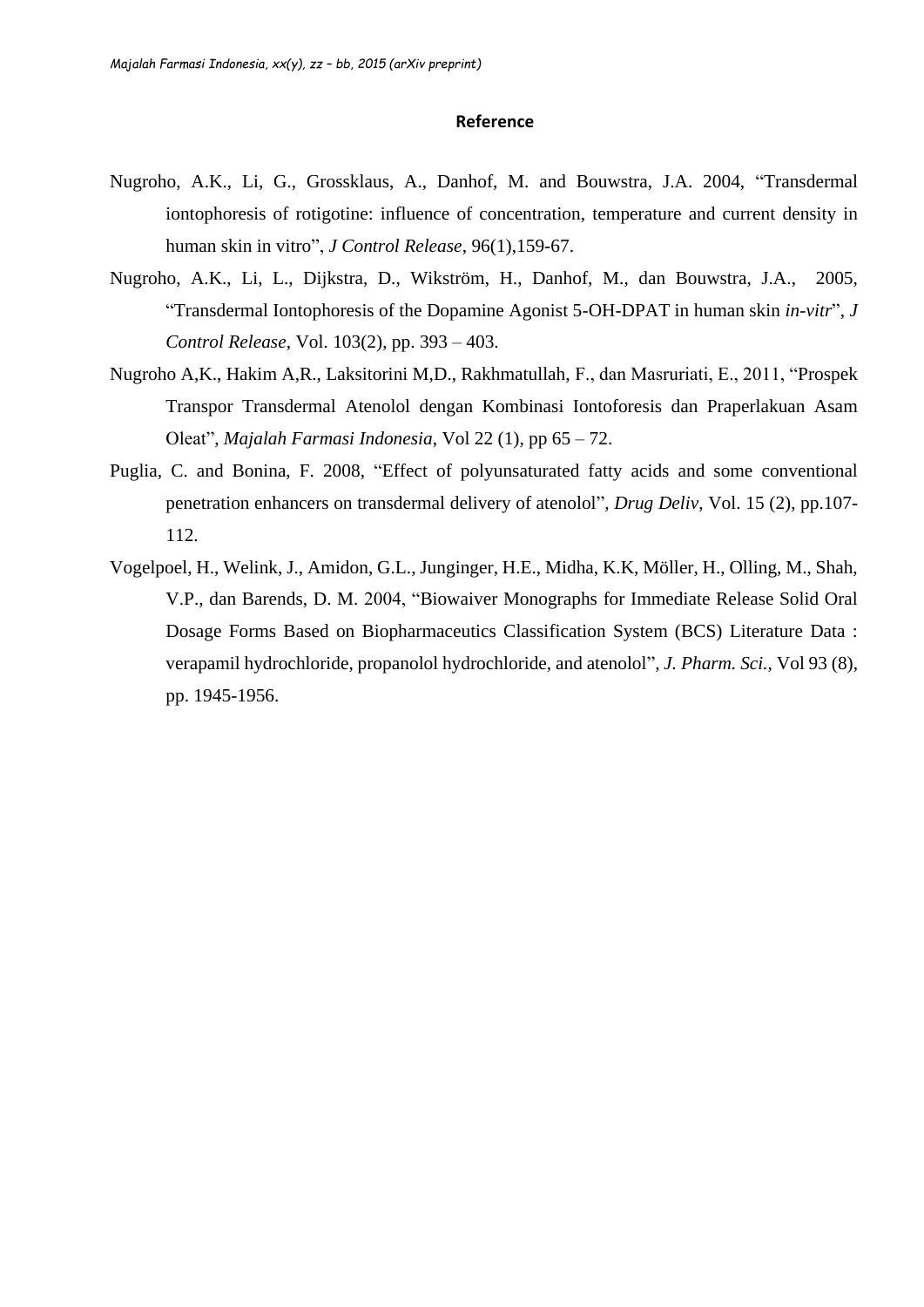## Reference

Nugroho, A.K., Li, G., Grossklaus, A., Danhof, M. and Bouwstra, J.A. 2004, “Transdermal iontophoresis of rotigotine: influence of concentration, temperature and current density in human skin in vitro”, *J Control Release*, 96(1),159-67.

Nugroho, A.K., Li, L., Dijkstra, D., Wikström, H., Danhof, M., dan Bouwstra, J.A., 2005, “Transdermal Iontophoresis of the Dopamine Agonist 5-OH-DPAT in human skin *in-vitr*”, *J Control Release*, Vol. 103(2), pp. 393 – 403.

Nugroho A,K., Hakim A,R., Laksitorini M,D., Rakhmatullah, F., dan Masruriati, E., 2011, “Prospek Transpor Transdermal Atenolol dengan Kombinasi Iontoforesis dan Praperlakuan Asam Oleat”, *Majalah Farmasi Indonesia*, Vol 22 (1), pp 65 – 72.

Puglia, C. and Bonina, F. 2008, “Effect of polyunsaturated fatty acids and some conventional penetration enhancers on transdermal delivery of atenolol”, *Drug Deliv*, Vol. 15 (2), pp.107-112.

Vogelpoel, H., Welink, J., Amidon, G.L., Junginger, H.E., Midha, K.K, Möller, H., Olling, M., Shah, V.P., dan Barends, D. M. 2004, “Biowaiver Monographs for Immediate Release Solid Oral Dosage Forms Based on Biopharmaceutics Classification System (BCS) Literature Data : verapamil hydrochloride, propanolol hydrochloride, and atenolol”, *J. Pharm. Sci.*, Vol 93 (8), pp. 1945-1956.